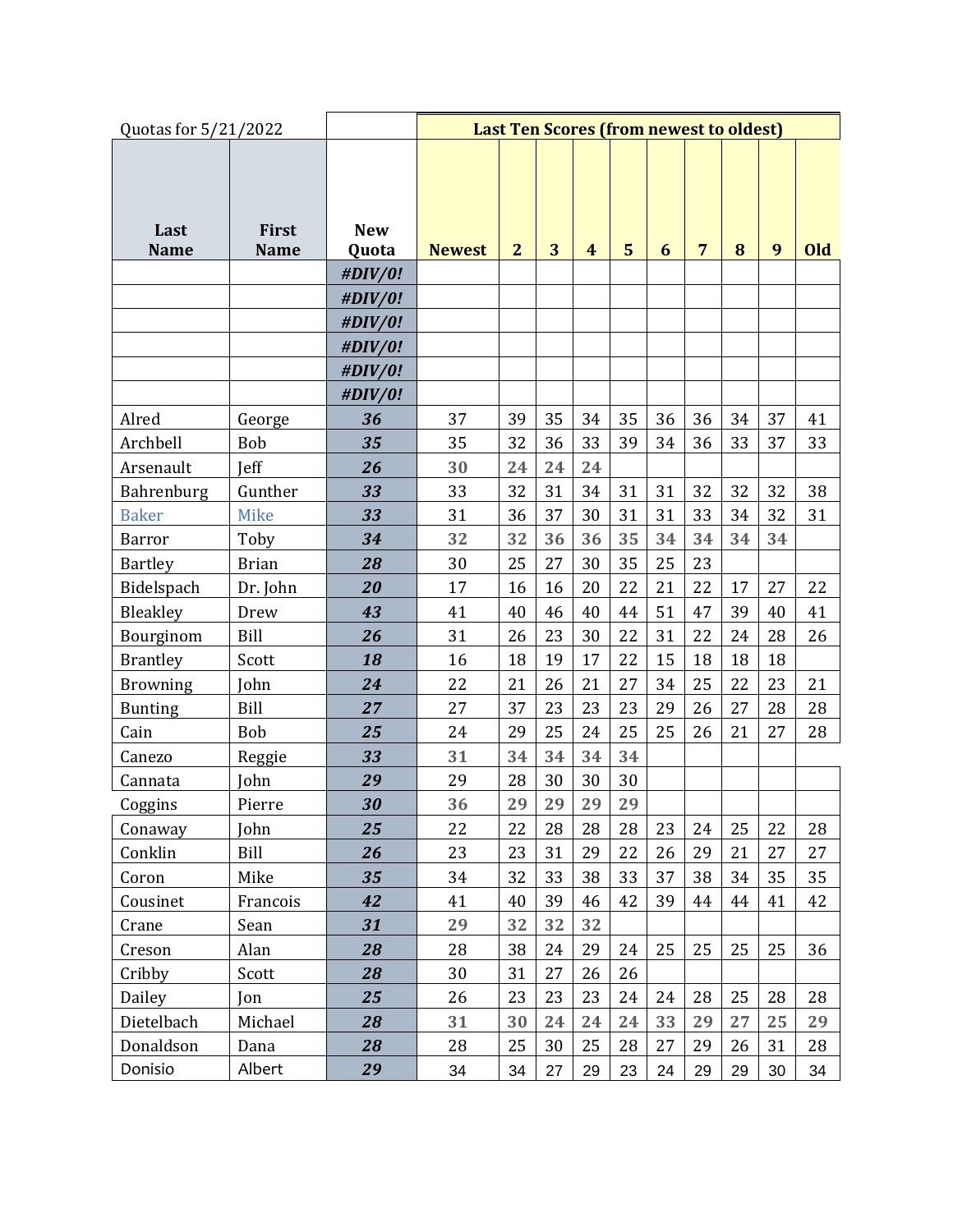| Quotas for 5/21/2022 | | | Last Ten Scores (from newest to oldest) | | | | | | | | | |
|---|---|---|---|---|---|---|---|---|---|---|---|---|
| **Last Name** | **First Name** | **New Quota** | **Newest** | **2** | **3** | **4** | **5** | **6** | **7** | **8** | **9** | **Old** |
| | | ***#DIV/0!*** | | | | | | | | | | |
| | | ***#DIV/0!*** | | | | | | | | | | |
| | | ***#DIV/0!*** | | | | | | | | | | |
| | | ***#DIV/0!*** | | | | | | | | | | |
| | | ***#DIV/0!*** | | | | | | | | | | |
| | | ***#DIV/0!*** | | | | | | | | | | |
| Alred | George | ***36*** | 37 | 39 | 35 | 34 | 35 | 36 | 36 | 34 | 37 | 41 |
| Archbell | Bob | ***35*** | 35 | 32 | 36 | 33 | 39 | 34 | 36 | 33 | 37 | 33 |
| Arsenault | Jeff | ***26*** | **30** | **24** | **24** | **24** | | | | | | |
| Bahrenburg | Gunther | ***33*** | 33 | 32 | 31 | 34 | 31 | 31 | 32 | 32 | 32 | 38 |
| Baker | Mike | ***33*** | 31 | 36 | 37 | 30 | 31 | 31 | 33 | 34 | 32 | 31 |
| Barror | Toby | ***34*** | **32** | **32** | **36** | **36** | **35** | **34** | **34** | **34** | **34** | |
| Bartley | Brian | ***28*** | 30 | 25 | 27 | 30 | 35 | 25 | 23 | | | |
| Bidelspach | Dr. John | ***20*** | 17 | 16 | 16 | 20 | 22 | 21 | 22 | 17 | 27 | 22 |
| Bleakley | Drew | ***43*** | 41 | 40 | 46 | 40 | 44 | 51 | 47 | 39 | 40 | 41 |
| Bourginom | Bill | ***26*** | 31 | 26 | 23 | 30 | 22 | 31 | 22 | 24 | 28 | 26 |
| Brantley | Scott | ***18*** | 16 | 18 | 19 | 17 | 22 | 15 | 18 | 18 | 18 | |
| Browning | John | ***24*** | 22 | 21 | 26 | 21 | 27 | 34 | 25 | 22 | 23 | 21 |
| Bunting | Bill | ***27*** | 27 | 37 | 23 | 23 | 23 | 29 | 26 | 27 | 28 | 28 |
| Cain | Bob | ***25*** | 24 | 29 | 25 | 24 | 25 | 25 | 26 | 21 | 27 | 28 |
| Canezo | Reggie | ***33*** | **31** | **34** | **34** | **34** | **34** | | | | | |
| Cannata | John | ***29*** | 29 | 28 | 30 | 30 | 30 | | | | | |
| Coggins | Pierre | ***30*** | **36** | **29** | **29** | **29** | **29** | | | | | |
| Conaway | John | ***25*** | 22 | 22 | 28 | 28 | 28 | 23 | 24 | 25 | 22 | 28 |
| Conklin | Bill | ***26*** | 23 | 23 | 31 | 29 | 22 | 26 | 29 | 21 | 27 | 27 |
| Coron | Mike | ***35*** | 34 | 32 | 33 | 38 | 33 | 37 | 38 | 34 | 35 | 35 |
| Cousinet | Francois | ***42*** | 41 | 40 | 39 | 46 | 42 | 39 | 44 | 44 | 41 | 42 |
| Crane | Sean | ***31*** | **29** | **32** | **32** | **32** | | | | | | |
| Creson | Alan | ***28*** | 28 | 38 | 24 | 29 | 24 | 25 | 25 | 25 | 25 | 36 |
| Cribby | Scott | ***28*** | 30 | 31 | 27 | 26 | 26 | | | | | |
| Dailey | Jon | ***25*** | 26 | 23 | 23 | 23 | 24 | 24 | 28 | 25 | 28 | 28 |
| Dietelbach | Michael | ***28*** | **31** | **30** | **24** | **24** | **24** | **33** | **29** | **27** | **25** | **29** |
| Donaldson | Dana | ***28*** | 28 | 25 | 30 | 25 | 28 | 27 | 29 | 26 | 31 | 28 |
| Donisio | Albert | ***29*** | 34 | 34 | 27 | 29 | 23 | 24 | 29 | 29 | 30 | 34 |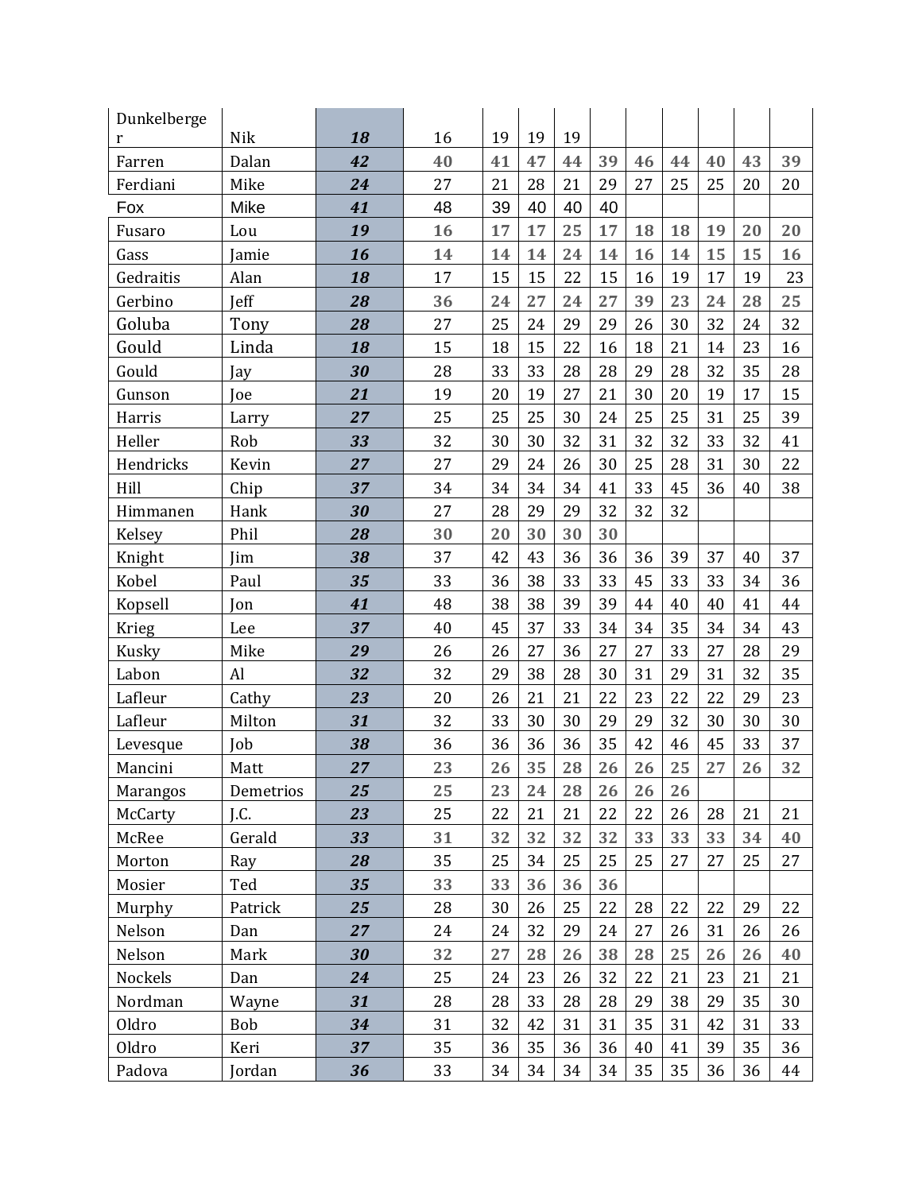| Dunkelberger | Nik | ***18*** | 16 | 19 | 19 | 19 | | | | | | |
|---|---|---|---|---|---|---|---|---|---|---|---|---|
| Farren | Dalan | ***42*** | **40** | **41** | **47** | **44** | **39** | **46** | **44** | **40** | **43** | **39** |
| Ferdiani | Mike | ***24*** | 27 | 21 | 28 | 21 | 29 | 27 | 25 | 25 | 20 | 20 |
| Fox | Mike | ***41*** | 48 | 39 | 40 | 40 | 40 | | | | | |
| Fusaro | Lou | ***19*** | **16** | **17** | **17** | **25** | **17** | **18** | **18** | **19** | **20** | **20** |
| Gass | Jamie | ***16*** | **14** | **14** | **14** | **24** | **14** | **16** | **14** | **15** | **15** | **16** |
| Gedraitis | Alan | ***18*** | 17 | 15 | 15 | 22 | 15 | 16 | 19 | 17 | 19 | 23 |
| Gerbino | Jeff | ***28*** | **36** | **24** | **27** | **24** | **27** | **39** | **23** | **24** | **28** | **25** |
| Goluba | Tony | ***28*** | 27 | 25 | 24 | 29 | 29 | 26 | 30 | 32 | 24 | 32 |
| Gould | Linda | ***18*** | 15 | 18 | 15 | 22 | 16 | 18 | 21 | 14 | 23 | 16 |
| Gould | Jay | ***30*** | 28 | 33 | 33 | 28 | 28 | 29 | 28 | 32 | 35 | 28 |
| Gunson | Joe | ***21*** | 19 | 20 | 19 | 27 | 21 | 30 | 20 | 19 | 17 | 15 |
| Harris | Larry | ***27*** | 25 | 25 | 25 | 30 | 24 | 25 | 25 | 31 | 25 | 39 |
| Heller | Rob | ***33*** | 32 | 30 | 30 | 32 | 31 | 32 | 32 | 33 | 32 | 41 |
| Hendricks | Kevin | ***27*** | 27 | 29 | 24 | 26 | 30 | 25 | 28 | 31 | 30 | 22 |
| Hill | Chip | ***37*** | 34 | 34 | 34 | 34 | 41 | 33 | 45 | 36 | 40 | 38 |
| Himmanen | Hank | ***30*** | 27 | 28 | 29 | 29 | 32 | 32 | 32 | | | |
| Kelsey | Phil | ***28*** | **30** | **20** | **30** | **30** | **30** | | | | | |
| Knight | Jim | ***38*** | 37 | 42 | 43 | 36 | 36 | 36 | 39 | 37 | 40 | 37 |
| Kobel | Paul | ***35*** | 33 | 36 | 38 | 33 | 33 | 45 | 33 | 33 | 34 | 36 |
| Kopsell | Jon | ***41*** | 48 | 38 | 38 | 39 | 39 | 44 | 40 | 40 | 41 | 44 |
| Krieg | Lee | ***37*** | 40 | 45 | 37 | 33 | 34 | 34 | 35 | 34 | 34 | 43 |
| Kusky | Mike | ***29*** | 26 | 26 | 27 | 36 | 27 | 27 | 33 | 27 | 28 | 29 |
| Labon | Al | ***32*** | 32 | 29 | 38 | 28 | 30 | 31 | 29 | 31 | 32 | 35 |
| Lafleur | Cathy | ***23*** | 20 | 26 | 21 | 21 | 22 | 23 | 22 | 22 | 29 | 23 |
| Lafleur | Milton | ***31*** | 32 | 33 | 30 | 30 | 29 | 29 | 32 | 30 | 30 | 30 |
| Levesque | Job | ***38*** | 36 | 36 | 36 | 36 | 35 | 42 | 46 | 45 | 33 | 37 |
| Mancini | Matt | ***27*** | **23** | **26** | **35** | **28** | **26** | **26** | **25** | **27** | **26** | **32** |
| Marangos | Demetrios | ***25*** | **25** | **23** | **24** | **28** | **26** | **26** | **26** | | | |
| McCarty | J.C. | ***23*** | 25 | 22 | 21 | 21 | 22 | 22 | 26 | 28 | 21 | 21 |
| McRee | Gerald | ***33*** | **31** | **32** | **32** | **32** | **32** | **33** | **33** | **33** | **34** | **40** |
| Morton | Ray | ***28*** | 35 | 25 | 34 | 25 | 25 | 25 | 27 | 27 | 25 | 27 |
| Mosier | Ted | ***35*** | **33** | **33** | **36** | **36** | **36** | | | | | |
| Murphy | Patrick | ***25*** | 28 | 30 | 26 | 25 | 22 | 28 | 22 | 22 | 29 | 22 |
| Nelson | Dan | ***27*** | 24 | 24 | 32 | 29 | 24 | 27 | 26 | 31 | 26 | 26 |
| Nelson | Mark | ***30*** | **32** | **27** | **28** | **26** | **38** | **28** | **25** | **26** | **26** | **40** |
| Nockels | Dan | ***24*** | 25 | 24 | 23 | 26 | 32 | 22 | 21 | 23 | 21 | 21 |
| Nordman | Wayne | ***31*** | 28 | 28 | 33 | 28 | 28 | 29 | 38 | 29 | 35 | 30 |
| Oldro | Bob | ***34*** | 31 | 32 | 42 | 31 | 31 | 35 | 31 | 42 | 31 | 33 |
| Oldro | Keri | ***37*** | 35 | 36 | 35 | 36 | 36 | 40 | 41 | 39 | 35 | 36 |
| Padova | Jordan | ***36*** | 33 | 34 | 34 | 34 | 34 | 35 | 35 | 36 | 36 | 44 |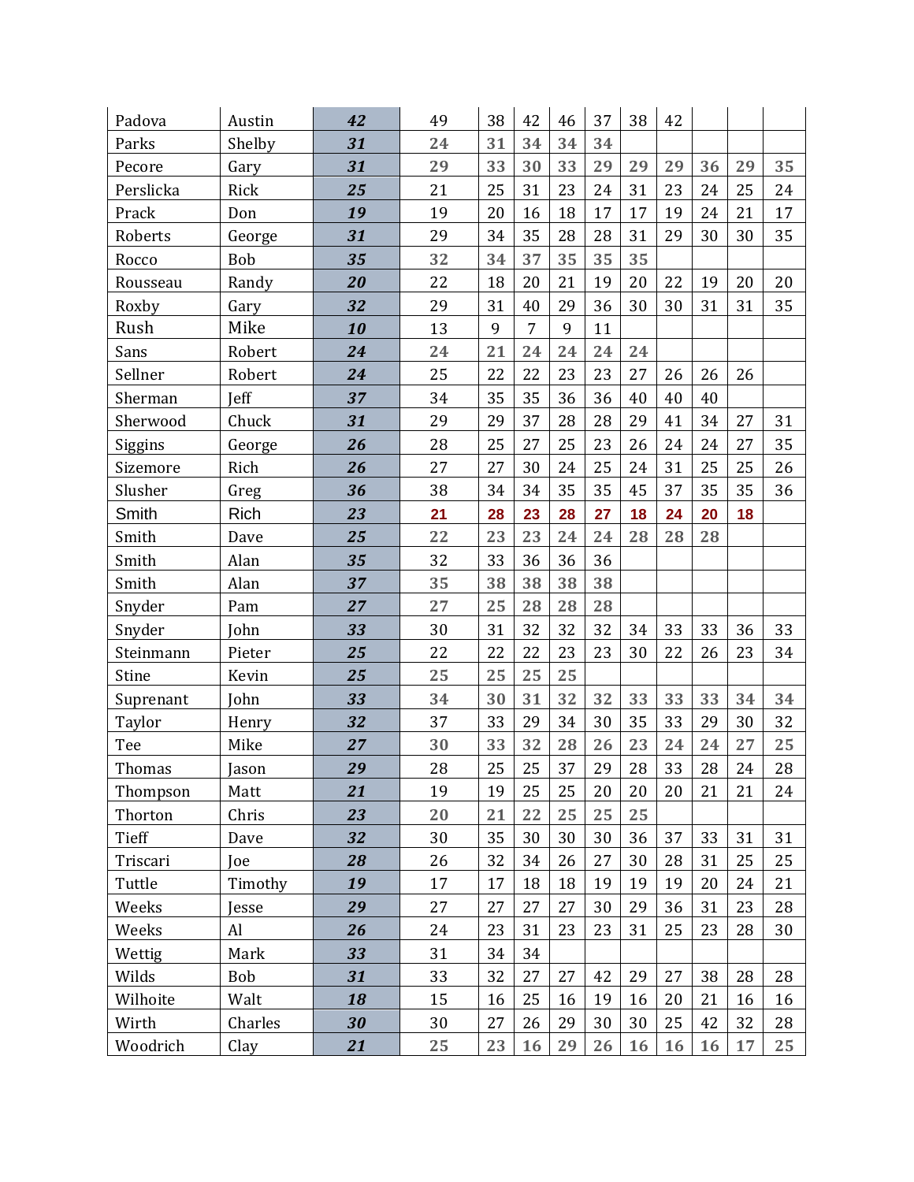| | | | | | | | | | | | | | |
|---|---|---|---|---|---|---|---|---|---|---|---|---|---|
| Padova | Austin | ***42*** | 49 | 38 | 42 | 46 | 37 | 38 | 42 | | | |
| Parks | Shelby | ***31*** | **24** | **31** | **34** | **34** | **34** | | | | | |
| Pecore | Gary | ***31*** | **29** | **33** | **30** | **33** | **29** | **29** | **29** | **36** | **29** | **35** |
| Perslicka | Rick | ***25*** | 21 | 25 | 31 | 23 | 24 | 31 | 23 | 24 | 25 | 24 |
| Prack | Don | ***19*** | 19 | 20 | 16 | 18 | 17 | 17 | 19 | 24 | 21 | 17 |
| Roberts | George | ***31*** | 29 | 34 | 35 | 28 | 28 | 31 | 29 | 30 | 30 | 35 |
| Rocco | Bob | ***35*** | **32** | **34** | **37** | **35** | **35** | **35** | | | | |
| Rousseau | Randy | ***20*** | 22 | 18 | 20 | 21 | 19 | 20 | 22 | 19 | 20 | 20 |
| Roxby | Gary | ***32*** | 29 | 31 | 40 | 29 | 36 | 30 | 30 | 31 | 31 | 35 |
| Rush | Mike | ***10*** | 13 | 9 | 7 | 9 | 11 | | | | | |
| Sans | Robert | ***24*** | **24** | **21** | **24** | **24** | **24** | **24** | | | | |
| Sellner | Robert | ***24*** | 25 | 22 | 22 | 23 | 23 | 27 | 26 | 26 | 26 | |
| Sherman | Jeff | ***37*** | 34 | 35 | 35 | 36 | 36 | 40 | 40 | 40 | | |
| Sherwood | Chuck | ***31*** | 29 | 29 | 37 | 28 | 28 | 29 | 41 | 34 | 27 | 31 |
| Siggins | George | ***26*** | 28 | 25 | 27 | 25 | 23 | 26 | 24 | 24 | 27 | 35 |
| Sizemore | Rich | ***26*** | 27 | 27 | 30 | 24 | 25 | 24 | 31 | 25 | 25 | 26 |
| Slusher | Greg | ***36*** | 38 | 34 | 34 | 35 | 35 | 45 | 37 | 35 | 35 | 36 |
| Smith | Rich | ***23*** | **21** | **28** | **23** | **28** | **27** | **18** | **24** | **20** | **18** | |
| Smith | Dave | ***25*** | **22** | **23** | **23** | **24** | **24** | **28** | **28** | **28** | | |
| Smith | Alan | ***35*** | 32 | 33 | 36 | 36 | 36 | | | | | |
| Smith | Alan | ***37*** | **35** | **38** | **38** | **38** | **38** | | | | | |
| Snyder | Pam | ***27*** | **27** | **25** | **28** | **28** | **28** | | | | | |
| Snyder | John | ***33*** | 30 | 31 | 32 | 32 | 32 | 34 | 33 | 33 | 36 | 33 |
| Steinmann | Pieter | ***25*** | 22 | 22 | 22 | 23 | 23 | 30 | 22 | 26 | 23 | 34 |
| Stine | Kevin | ***25*** | **25** | **25** | **25** | **25** | | | | | | |
| Suprenant | John | ***33*** | **34** | **30** | **31** | **32** | **32** | **33** | **33** | **33** | **34** | **34** |
| Taylor | Henry | ***32*** | 37 | 33 | 29 | 34 | 30 | 35 | 33 | 29 | 30 | 32 |
| Tee | Mike | ***27*** | **30** | **33** | **32** | **28** | **26** | **23** | **24** | **24** | **27** | **25** |
| Thomas | Jason | ***29*** | 28 | 25 | 25 | 37 | 29 | 28 | 33 | 28 | 24 | 28 |
| Thompson | Matt | ***21*** | 19 | 19 | 25 | 25 | 20 | 20 | 20 | 21 | 21 | 24 |
| Thorton | Chris | ***23*** | **20** | **21** | **22** | **25** | **25** | **25** | | | | |
| Tieff | Dave | ***32*** | 30 | 35 | 30 | 30 | 30 | 36 | 37 | 33 | 31 | 31 |
| Triscari | Joe | ***28*** | 26 | 32 | 34 | 26 | 27 | 30 | 28 | 31 | 25 | 25 |
| Tuttle | Timothy | ***19*** | 17 | 17 | 18 | 18 | 19 | 19 | 19 | 20 | 24 | 21 |
| Weeks | Jesse | ***29*** | 27 | 27 | 27 | 27 | 30 | 29 | 36 | 31 | 23 | 28 |
| Weeks | Al | ***26*** | 24 | 23 | 31 | 23 | 23 | 31 | 25 | 23 | 28 | 30 |
| Wettig | Mark | ***33*** | 31 | 34 | 34 | | | | | | | |
| Wilds | Bob | ***31*** | 33 | 32 | 27 | 27 | 42 | 29 | 27 | 38 | 28 | 28 |
| Wilhoite | Walt | ***18*** | 15 | 16 | 25 | 16 | 19 | 16 | 20 | 21 | 16 | 16 |
| Wirth | Charles | ***30*** | 30 | 27 | 26 | 29 | 30 | 30 | 25 | 42 | 32 | 28 |
| Woodrich | Clay | ***21*** | **25** | **23** | **16** | **29** | **26** | **16** | **16** | **16** | **17** | **25** |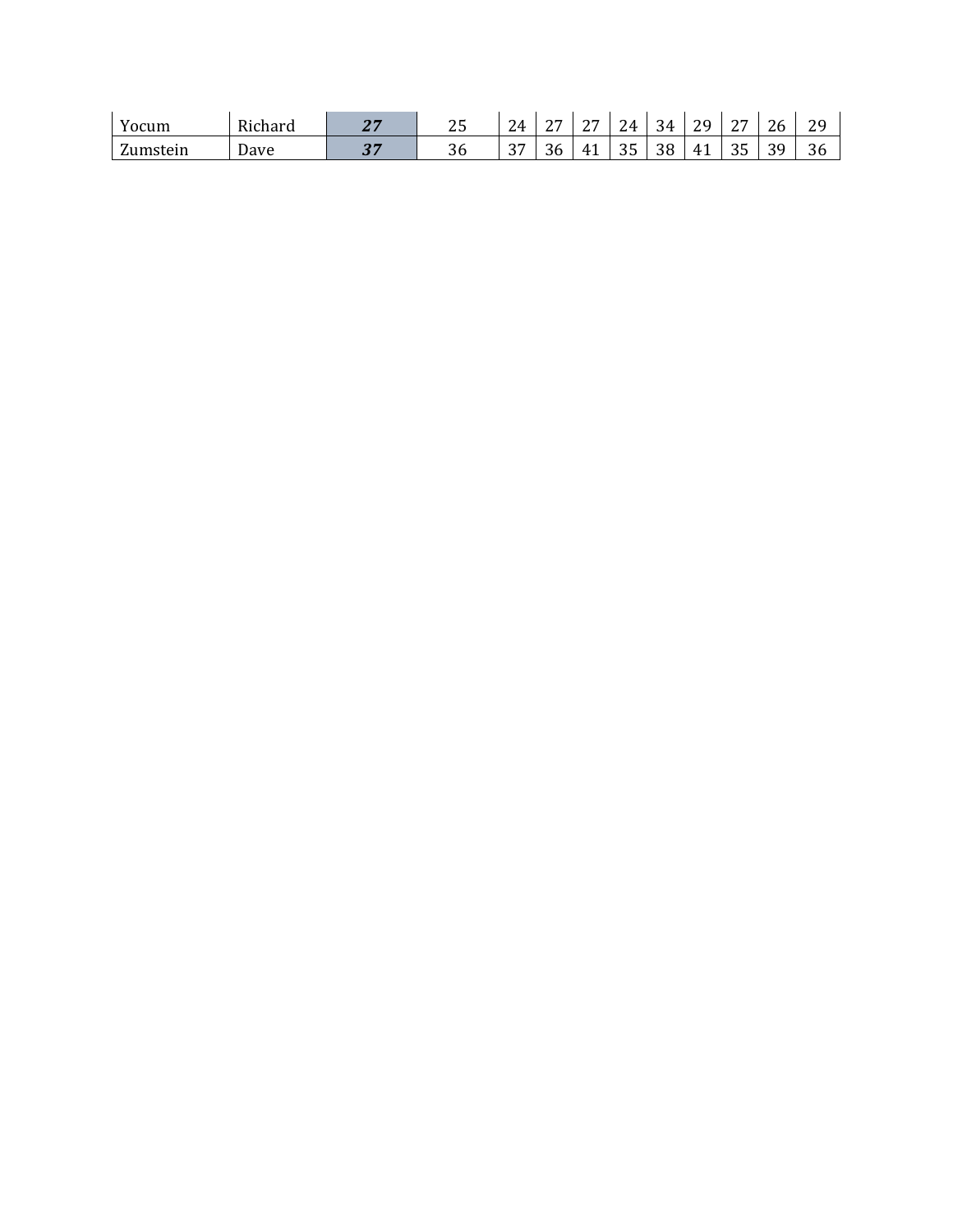| | | | | | | | | | | | | |
|---|---|---|---|---|---|---|---|---|---|---|---|---|
| Yocum | Richard | ***27*** | 25 | 24 | 27 | 27 | 24 | 34 | 29 | 27 | 26 | 29 |
| Zumstein | Dave | ***37*** | 36 | 37 | 36 | 41 | 35 | 38 | 41 | 35 | 39 | 36 |